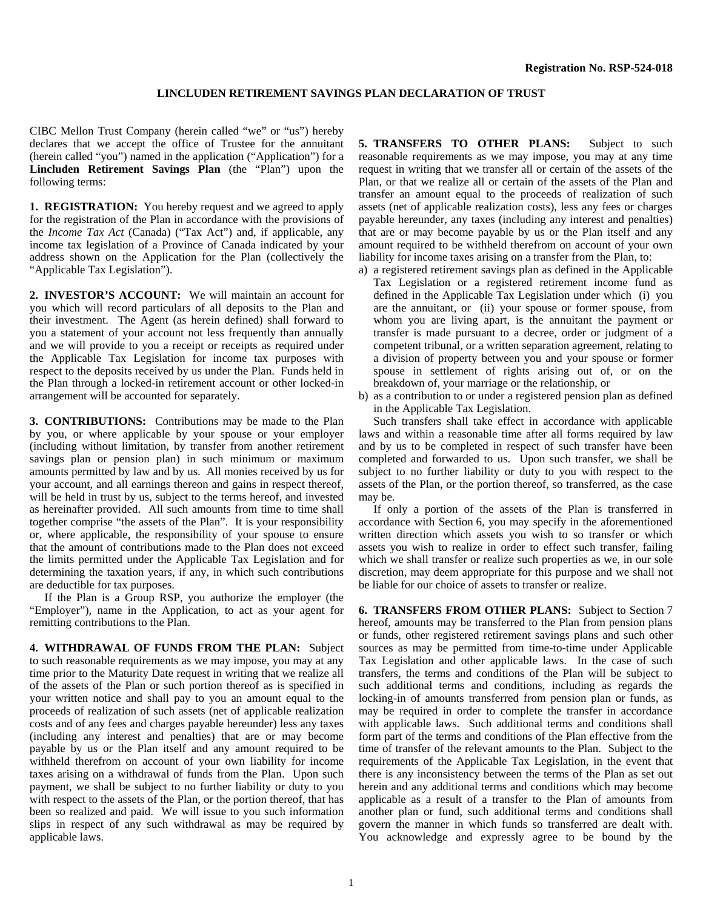**Registration No. RSP-524-018**

# LINCLUDEN RETIREMENT SAVINGS PLAN DECLARATION OF TRUST

CIBC Mellon Trust Company (herein called "we" or "us") hereby declares that we accept the office of Trustee for the annuitant (herein called "you") named in the application ("Application") for a **Lincluden Retirement Savings Plan** (the "Plan") upon the following terms:

**1. REGISTRATION:** You hereby request and we agreed to apply for the registration of the Plan in accordance with the provisions of the *Income Tax Act* (Canada) ("Tax Act") and, if applicable, any income tax legislation of a Province of Canada indicated by your address shown on the Application for the Plan (collectively the "Applicable Tax Legislation").

**2. INVESTOR'S ACCOUNT:** We will maintain an account for you which will record particulars of all deposits to the Plan and their investment. The Agent (as herein defined) shall forward to you a statement of your account not less frequently than annually and we will provide to you a receipt or receipts as required under the Applicable Tax Legislation for income tax purposes with respect to the deposits received by us under the Plan. Funds held in the Plan through a locked-in retirement account or other locked-in arrangement will be accounted for separately.

**3. CONTRIBUTIONS:** Contributions may be made to the Plan by you, or where applicable by your spouse or your employer (including without limitation, by transfer from another retirement savings plan or pension plan) in such minimum or maximum amounts permitted by law and by us. All monies received by us for your account, and all earnings thereon and gains in respect thereof, will be held in trust by us, subject to the terms hereof, and invested as hereinafter provided. All such amounts from time to time shall together comprise "the assets of the Plan". It is your responsibility or, where applicable, the responsibility of your spouse to ensure that the amount of contributions made to the Plan does not exceed the limits permitted under the Applicable Tax Legislation and for determining the taxation years, if any, in which such contributions are deductible for tax purposes.

If the Plan is a Group RSP, you authorize the employer (the "Employer"), name in the Application, to act as your agent for remitting contributions to the Plan.

**4. WITHDRAWAL OF FUNDS FROM THE PLAN:** Subject to such reasonable requirements as we may impose, you may at any time prior to the Maturity Date request in writing that we realize all of the assets of the Plan or such portion thereof as is specified in your written notice and shall pay to you an amount equal to the proceeds of realization of such assets (net of applicable realization costs and of any fees and charges payable hereunder) less any taxes (including any interest and penalties) that are or may become payable by us or the Plan itself and any amount required to be withheld therefrom on account of your own liability for income taxes arising on a withdrawal of funds from the Plan. Upon such payment, we shall be subject to no further liability or duty to you with respect to the assets of the Plan, or the portion thereof, that has been so realized and paid. We will issue to you such information slips in respect of any such withdrawal as may be required by applicable laws.

**5. TRANSFERS TO OTHER PLANS:** Subject to such reasonable requirements as we may impose, you may at any time request in writing that we transfer all or certain of the assets of the Plan, or that we realize all or certain of the assets of the Plan and transfer an amount equal to the proceeds of realization of such assets (net of applicable realization costs), less any fees or charges payable hereunder, any taxes (including any interest and penalties) that are or may become payable by us or the Plan itself and any amount required to be withheld therefrom on account of your own liability for income taxes arising on a transfer from the Plan, to:

a) a registered retirement savings plan as defined in the Applicable Tax Legislation or a registered retirement income fund as defined in the Applicable Tax Legislation under which (i) you are the annuitant, or (ii) your spouse or former spouse, from whom you are living apart, is the annuitant the payment or transfer is made pursuant to a decree, order or judgment of a competent tribunal, or a written separation agreement, relating to a division of property between you and your spouse or former spouse in settlement of rights arising out of, or on the breakdown of, your marriage or the relationship, or
b) as a contribution to or under a registered pension plan as defined in the Applicable Tax Legislation.

Such transfers shall take effect in accordance with applicable laws and within a reasonable time after all forms required by law and by us to be completed in respect of such transfer have been completed and forwarded to us. Upon such transfer, we shall be subject to no further liability or duty to you with respect to the assets of the Plan, or the portion thereof, so transferred, as the case may be.

If only a portion of the assets of the Plan is transferred in accordance with Section 6, you may specify in the aforementioned written direction which assets you wish to so transfer or which assets you wish to realize in order to effect such transfer, failing which we shall transfer or realize such properties as we, in our sole discretion, may deem appropriate for this purpose and we shall not be liable for our choice of assets to transfer or realize.

**6. TRANSFERS FROM OTHER PLANS:** Subject to Section 7 hereof, amounts may be transferred to the Plan from pension plans or funds, other registered retirement savings plans and such other sources as may be permitted from time-to-time under Applicable Tax Legislation and other applicable laws. In the case of such transfers, the terms and conditions of the Plan will be subject to such additional terms and conditions, including as regards the locking-in of amounts transferred from pension plan or funds, as may be required in order to complete the transfer in accordance with applicable laws. Such additional terms and conditions shall form part of the terms and conditions of the Plan effective from the time of transfer of the relevant amounts to the Plan. Subject to the requirements of the Applicable Tax Legislation, in the event that there is any inconsistency between the terms of the Plan as set out herein and any additional terms and conditions which may become applicable as a result of a transfer to the Plan of amounts from another plan or fund, such additional terms and conditions shall govern the manner in which funds so transferred are dealt with. You acknowledge and expressly agree to be bound by the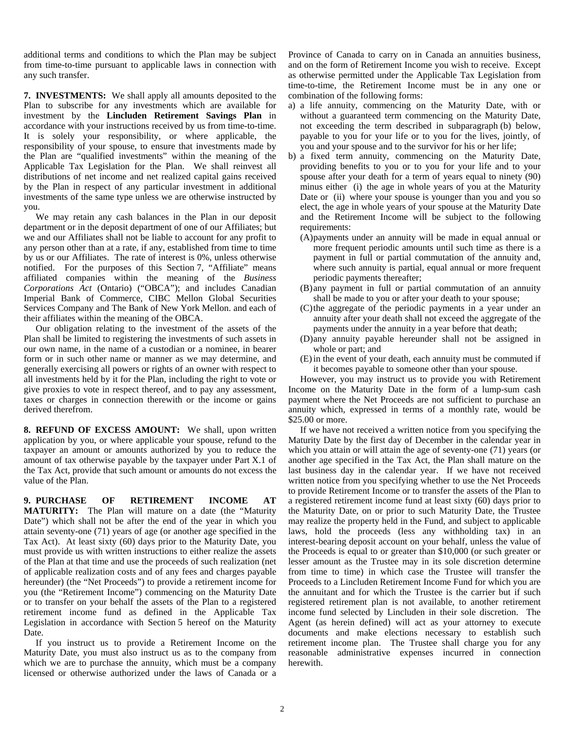additional terms and conditions to which the Plan may be subject from time-to-time pursuant to applicable laws in connection with any such transfer.

**7. INVESTMENTS:** We shall apply all amounts deposited to the Plan to subscribe for any investments which are available for investment by the **Lincluden Retirement Savings Plan** in accordance with your instructions received by us from time-to-time. It is solely your responsibility, or where applicable, the responsibility of your spouse, to ensure that investments made by the Plan are "qualified investments" within the meaning of the Applicable Tax Legislation for the Plan. We shall reinvest all distributions of net income and net realized capital gains received by the Plan in respect of any particular investment in additional investments of the same type unless we are otherwise instructed by you.

We may retain any cash balances in the Plan in our deposit department or in the deposit department of one of our Affiliates; but we and our Affiliates shall not be liable to account for any profit to any person other than at a rate, if any, established from time to time by us or our Affiliates. The rate of interest is 0%, unless otherwise notified. For the purposes of this Section 7, "Affiliate" means affiliated companies within the meaning of the *Business Corporations Act* (Ontario) ("OBCA"); and includes Canadian Imperial Bank of Commerce, CIBC Mellon Global Securities Services Company and The Bank of New York Mellon. and each of their affiliates within the meaning of the OBCA.

Our obligation relating to the investment of the assets of the Plan shall be limited to registering the investments of such assets in our own name, in the name of a custodian or a nominee, in bearer form or in such other name or manner as we may determine, and generally exercising all powers or rights of an owner with respect to all investments held by it for the Plan, including the right to vote or give proxies to vote in respect thereof, and to pay any assessment, taxes or charges in connection therewith or the income or gains derived therefrom.

**8. REFUND OF EXCESS AMOUNT:** We shall, upon written application by you, or where applicable your spouse, refund to the taxpayer an amount or amounts authorized by you to reduce the amount of tax otherwise payable by the taxpayer under Part X.1 of the Tax Act, provide that such amount or amounts do not excess the value of the Plan.

**9. PURCHASE OF RETIREMENT INCOME AT MATURITY:** The Plan will mature on a date (the "Maturity Date") which shall not be after the end of the year in which you attain seventy-one (71) years of age (or another age specified in the Tax Act). At least sixty (60) days prior to the Maturity Date, you must provide us with written instructions to either realize the assets of the Plan at that time and use the proceeds of such realization (net of applicable realization costs and of any fees and charges payable hereunder) (the "Net Proceeds") to provide a retirement income for you (the "Retirement Income") commencing on the Maturity Date or to transfer on your behalf the assets of the Plan to a registered retirement income fund as defined in the Applicable Tax Legislation in accordance with Section 5 hereof on the Maturity Date.

If you instruct us to provide a Retirement Income on the Maturity Date, you must also instruct us as to the company from which we are to purchase the annuity, which must be a company licensed or otherwise authorized under the laws of Canada or a Province of Canada to carry on in Canada an annuities business, and on the form of Retirement Income you wish to receive. Except as otherwise permitted under the Applicable Tax Legislation from time-to-time, the Retirement Income must be in any one or combination of the following forms:

a) a life annuity, commencing on the Maturity Date, with or without a guaranteed term commencing on the Maturity Date, not exceeding the term described in subparagraph (b) below, payable to you for your life or to you for the lives, jointly, of you and your spouse and to the survivor for his or her life;
b) a fixed term annuity, commencing on the Maturity Date, providing benefits to you or to you for your life and to your spouse after your death for a term of years equal to ninety (90) minus either (i) the age in whole years of you at the Maturity Date or (ii) where your spouse is younger than you and you so elect, the age in whole years of your spouse at the Maturity Date and the Retirement Income will be subject to the following requirements:
   (A) payments under an annuity will be made in equal annual or more frequent periodic amounts until such time as there is a payment in full or partial commutation of the annuity and, where such annuity is partial, equal annual or more frequent periodic payments thereafter;
   (B) any payment in full or partial commutation of an annuity shall be made to you or after your death to your spouse;
   (C) the aggregate of the periodic payments in a year under an annuity after your death shall not exceed the aggregate of the payments under the annuity in a year before that death;
   (D) any annuity payable hereunder shall not be assigned in whole or part; and
   (E) in the event of your death, each annuity must be commuted if it becomes payable to someone other than your spouse.

However, you may instruct us to provide you with Retirement Income on the Maturity Date in the form of a lump-sum cash payment where the Net Proceeds are not sufficient to purchase an annuity which, expressed in terms of a monthly rate, would be $25.00 or more.

If we have not received a written notice from you specifying the Maturity Date by the first day of December in the calendar year in which you attain or will attain the age of seventy-one (71) years (or another age specified in the Tax Act, the Plan shall mature on the last business day in the calendar year. If we have not received written notice from you specifying whether to use the Net Proceeds to provide Retirement Income or to transfer the assets of the Plan to a registered retirement income fund at least sixty (60) days prior to the Maturity Date, on or prior to such Maturity Date, the Trustee may realize the property held in the Fund, and subject to applicable laws, hold the proceeds (less any withholding tax) in an interest-bearing deposit account on your behalf, unless the value of the Proceeds is equal to or greater than $10,000 (or such greater or lesser amount as the Trustee may in its sole discretion determine from time to time) in which case the Trustee will transfer the Proceeds to a Lincluden Retirement Income Fund for which you are the annuitant and for which the Trustee is the carrier but if such registered retirement plan is not available, to another retirement income fund selected by Lincluden in their sole discretion. The Agent (as herein defined) will act as your attorney to execute documents and make elections necessary to establish such retirement income plan. The Trustee shall charge you for any reasonable administrative expenses incurred in connection herewith.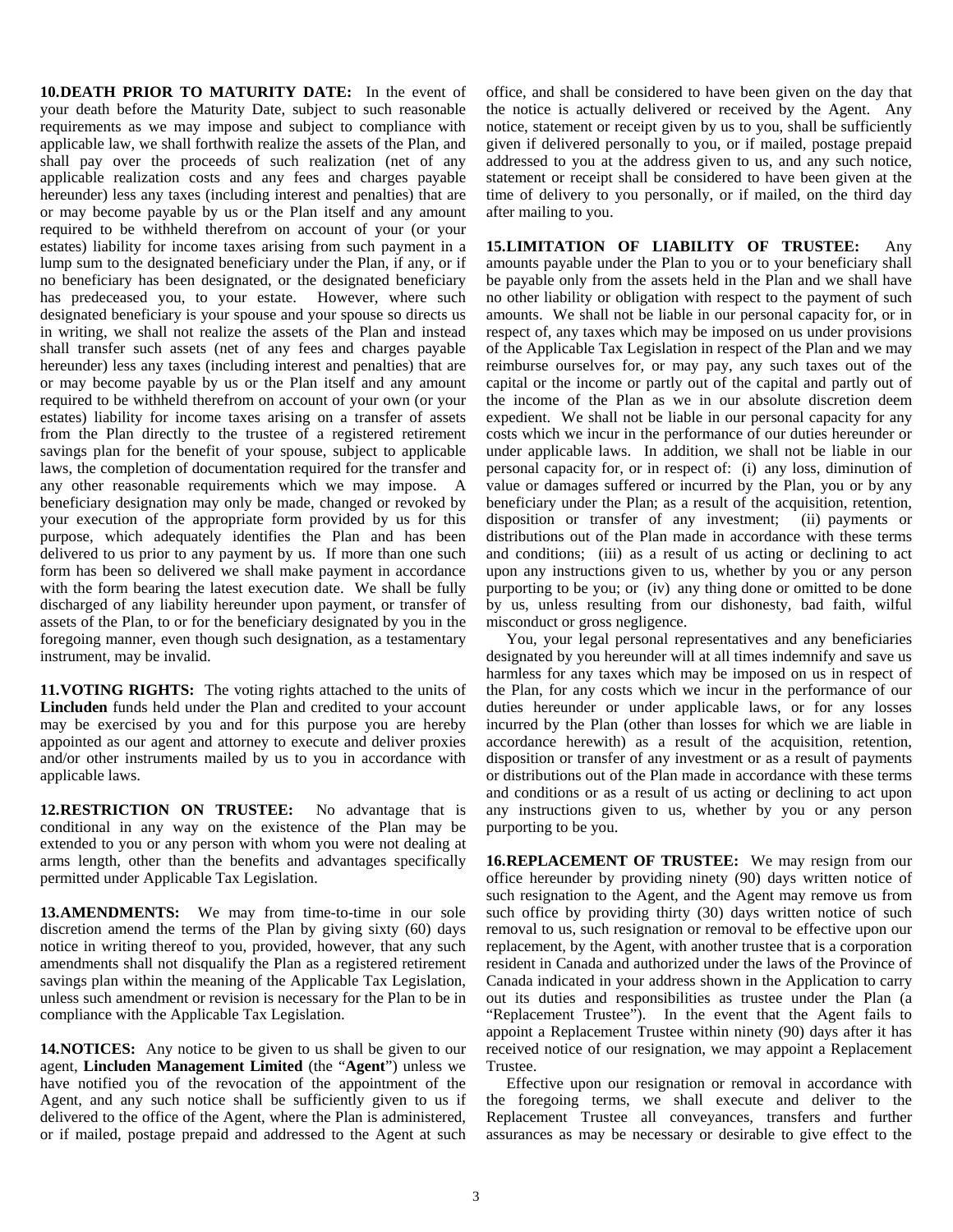**10. DEATH PRIOR TO MATURITY DATE:** In the event of your death before the Maturity Date, subject to such reasonable requirements as we may impose and subject to compliance with applicable law, we shall forthwith realize the assets of the Plan, and shall pay over the proceeds of such realization (net of any applicable realization costs and any fees and charges payable hereunder) less any taxes (including interest and penalties) that are or may become payable by us or the Plan itself and any amount required to be withheld therefrom on account of your (or your estates) liability for income taxes arising from such payment in a lump sum to the designated beneficiary under the Plan, if any, or if no beneficiary has been designated, or the designated beneficiary has predeceased you, to your estate. However, where such designated beneficiary is your spouse and your spouse so directs us in writing, we shall not realize the assets of the Plan and instead shall transfer such assets (net of any fees and charges payable hereunder) less any taxes (including interest and penalties) that are or may become payable by us or the Plan itself and any amount required to be withheld therefrom on account of your own (or your estates) liability for income taxes arising on a transfer of assets from the Plan directly to the trustee of a registered retirement savings plan for the benefit of your spouse, subject to applicable laws, the completion of documentation required for the transfer and any other reasonable requirements which we may impose. A beneficiary designation may only be made, changed or revoked by your execution of the appropriate form provided by us for this purpose, which adequately identifies the Plan and has been delivered to us prior to any payment by us. If more than one such form has been so delivered we shall make payment in accordance with the form bearing the latest execution date. We shall be fully discharged of any liability hereunder upon payment, or transfer of assets of the Plan, to or for the beneficiary designated by you in the foregoing manner, even though such designation, as a testamentary instrument, may be invalid.

**11. VOTING RIGHTS:** The voting rights attached to the units of **Lincluden** funds held under the Plan and credited to your account may be exercised by you and for this purpose you are hereby appointed as our agent and attorney to execute and deliver proxies and/or other instruments mailed by us to you in accordance with applicable laws.

**12. RESTRICTION ON TRUSTEE:** No advantage that is conditional in any way on the existence of the Plan may be extended to you or any person with whom you were not dealing at arms length, other than the benefits and advantages specifically permitted under Applicable Tax Legislation.

**13. AMENDMENTS:** We may from time-to-time in our sole discretion amend the terms of the Plan by giving sixty (60) days notice in writing thereof to you, provided, however, that any such amendments shall not disqualify the Plan as a registered retirement savings plan within the meaning of the Applicable Tax Legislation, unless such amendment or revision is necessary for the Plan to be in compliance with the Applicable Tax Legislation.

**14. NOTICES:** Any notice to be given to us shall be given to our agent, **Lincluden Management Limited** (the "**Agent**") unless we have notified you of the revocation of the appointment of the Agent, and any such notice shall be sufficiently given to us if delivered to the office of the Agent, where the Plan is administered, or if mailed, postage prepaid and addressed to the Agent at such office, and shall be considered to have been given on the day that the notice is actually delivered or received by the Agent. Any notice, statement or receipt given by us to you, shall be sufficiently given if delivered personally to you, or if mailed, postage prepaid addressed to you at the address given to us, and any such notice, statement or receipt shall be considered to have been given at the time of delivery to you personally, or if mailed, on the third day after mailing to you.

**15. LIMITATION OF LIABILITY OF TRUSTEE:** Any amounts payable under the Plan to you or to your beneficiary shall be payable only from the assets held in the Plan and we shall have no other liability or obligation with respect to the payment of such amounts. We shall not be liable in our personal capacity for, or in respect of, any taxes which may be imposed on us under provisions of the Applicable Tax Legislation in respect of the Plan and we may reimburse ourselves for, or may pay, any such taxes out of the capital or the income or partly out of the capital and partly out of the income of the Plan as we in our absolute discretion deem expedient. We shall not be liable in our personal capacity for any costs which we incur in the performance of our duties hereunder or under applicable laws. In addition, we shall not be liable in our personal capacity for, or in respect of: (i) any loss, diminution of value or damages suffered or incurred by the Plan, you or by any beneficiary under the Plan; as a result of the acquisition, retention, disposition or transfer of any investment; (ii) payments or distributions out of the Plan made in accordance with these terms and conditions; (iii) as a result of us acting or declining to act upon any instructions given to us, whether by you or any person purporting to be you; or (iv) any thing done or omitted to be done by us, unless resulting from our dishonesty, bad faith, wilful misconduct or gross negligence.

You, your legal personal representatives and any beneficiaries designated by you hereunder will at all times indemnify and save us harmless for any taxes which may be imposed on us in respect of the Plan, for any costs which we incur in the performance of our duties hereunder or under applicable laws, or for any losses incurred by the Plan (other than losses for which we are liable in accordance herewith) as a result of the acquisition, retention, disposition or transfer of any investment or as a result of payments or distributions out of the Plan made in accordance with these terms and conditions or as a result of us acting or declining to act upon any instructions given to us, whether by you or any person purporting to be you.

**16. REPLACEMENT OF TRUSTEE:** We may resign from our office hereunder by providing ninety (90) days written notice of such resignation to the Agent, and the Agent may remove us from such office by providing thirty (30) days written notice of such removal to us, such resignation or removal to be effective upon our replacement, by the Agent, with another trustee that is a corporation resident in Canada and authorized under the laws of the Province of Canada indicated in your address shown in the Application to carry out its duties and responsibilities as trustee under the Plan (a "Replacement Trustee"). In the event that the Agent fails to appoint a Replacement Trustee within ninety (90) days after it has received notice of our resignation, we may appoint a Replacement Trustee.

Effective upon our resignation or removal in accordance with the foregoing terms, we shall execute and deliver to the Replacement Trustee all conveyances, transfers and further assurances as may be necessary or desirable to give effect to the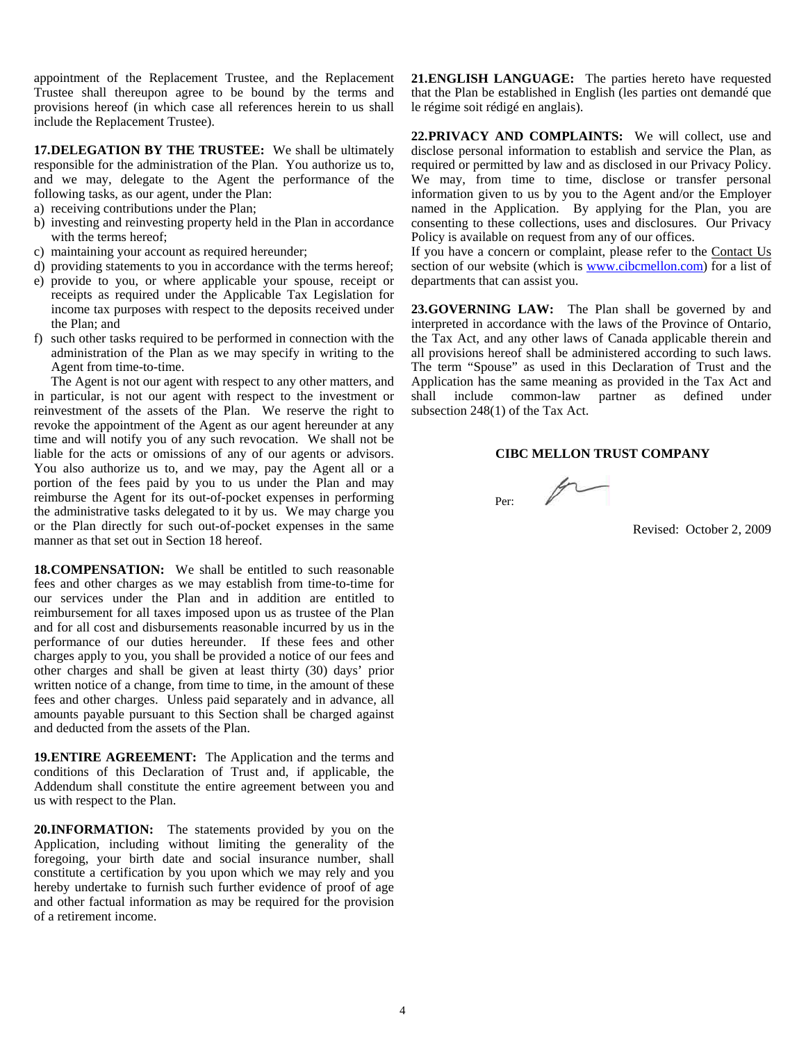appointment of the Replacement Trustee, and the Replacement Trustee shall thereupon agree to be bound by the terms and provisions hereof (in which case all references herein to us shall include the Replacement Trustee).

**17.DELEGATION BY THE TRUSTEE:** We shall be ultimately responsible for the administration of the Plan. You authorize us to, and we may, delegate to the Agent the performance of the following tasks, as our agent, under the Plan:

a) receiving contributions under the Plan;
b) investing and reinvesting property held in the Plan in accordance with the terms hereof;
c) maintaining your account as required hereunder;
d) providing statements to you in accordance with the terms hereof;
e) provide to you, or where applicable your spouse, receipt or receipts as required under the Applicable Tax Legislation for income tax purposes with respect to the deposits received under the Plan; and
f) such other tasks required to be performed in connection with the administration of the Plan as we may specify in writing to the Agent from time-to-time.

The Agent is not our agent with respect to any other matters, and in particular, is not our agent with respect to the investment or reinvestment of the assets of the Plan. We reserve the right to revoke the appointment of the Agent as our agent hereunder at any time and will notify you of any such revocation. We shall not be liable for the acts or omissions of any of our agents or advisors. You also authorize us to, and we may, pay the Agent all or a portion of the fees paid by you to us under the Plan and may reimburse the Agent for its out-of-pocket expenses in performing the administrative tasks delegated to it by us. We may charge you or the Plan directly for such out-of-pocket expenses in the same manner as that set out in Section 18 hereof.

**18.COMPENSATION:** We shall be entitled to such reasonable fees and other charges as we may establish from time-to-time for our services under the Plan and in addition are entitled to reimbursement for all taxes imposed upon us as trustee of the Plan and for all cost and disbursements reasonable incurred by us in the performance of our duties hereunder. If these fees and other charges apply to you, you shall be provided a notice of our fees and other charges and shall be given at least thirty (30) days' prior written notice of a change, from time to time, in the amount of these fees and other charges. Unless paid separately and in advance, all amounts payable pursuant to this Section shall be charged against and deducted from the assets of the Plan.

**19.ENTIRE AGREEMENT:** The Application and the terms and conditions of this Declaration of Trust and, if applicable, the Addendum shall constitute the entire agreement between you and us with respect to the Plan.

**20.INFORMATION:** The statements provided by you on the Application, including without limiting the generality of the foregoing, your birth date and social insurance number, shall constitute a certification by you upon which we may rely and you hereby undertake to furnish such further evidence of proof of age and other factual information as may be required for the provision of a retirement income.

**21.ENGLISH LANGUAGE:** The parties hereto have requested that the Plan be established in English (les parties ont demandé que le régime soit rédigé en anglais).

**22.PRIVACY AND COMPLAINTS:** We will collect, use and disclose personal information to establish and service the Plan, as required or permitted by law and as disclosed in our Privacy Policy. We may, from time to time, disclose or transfer personal information given to us by you to the Agent and/or the Employer named in the Application. By applying for the Plan, you are consenting to these collections, uses and disclosures. Our Privacy Policy is available on request from any of our offices.

If you have a concern or complaint, please refer to the Contact Us section of our website (which is www.cibcmellon.com) for a list of departments that can assist you.

**23.GOVERNING LAW:** The Plan shall be governed by and interpreted in accordance with the laws of the Province of Ontario, the Tax Act, and any other laws of Canada applicable therein and all provisions hereof shall be administered according to such laws. The term "Spouse" as used in this Declaration of Trust and the Application has the same meaning as provided in the Tax Act and shall include common-law partner as defined under subsection 248(1) of the Tax Act.

**CIBC MELLON TRUST COMPANY**

Per:

Revised: October 2, 2009